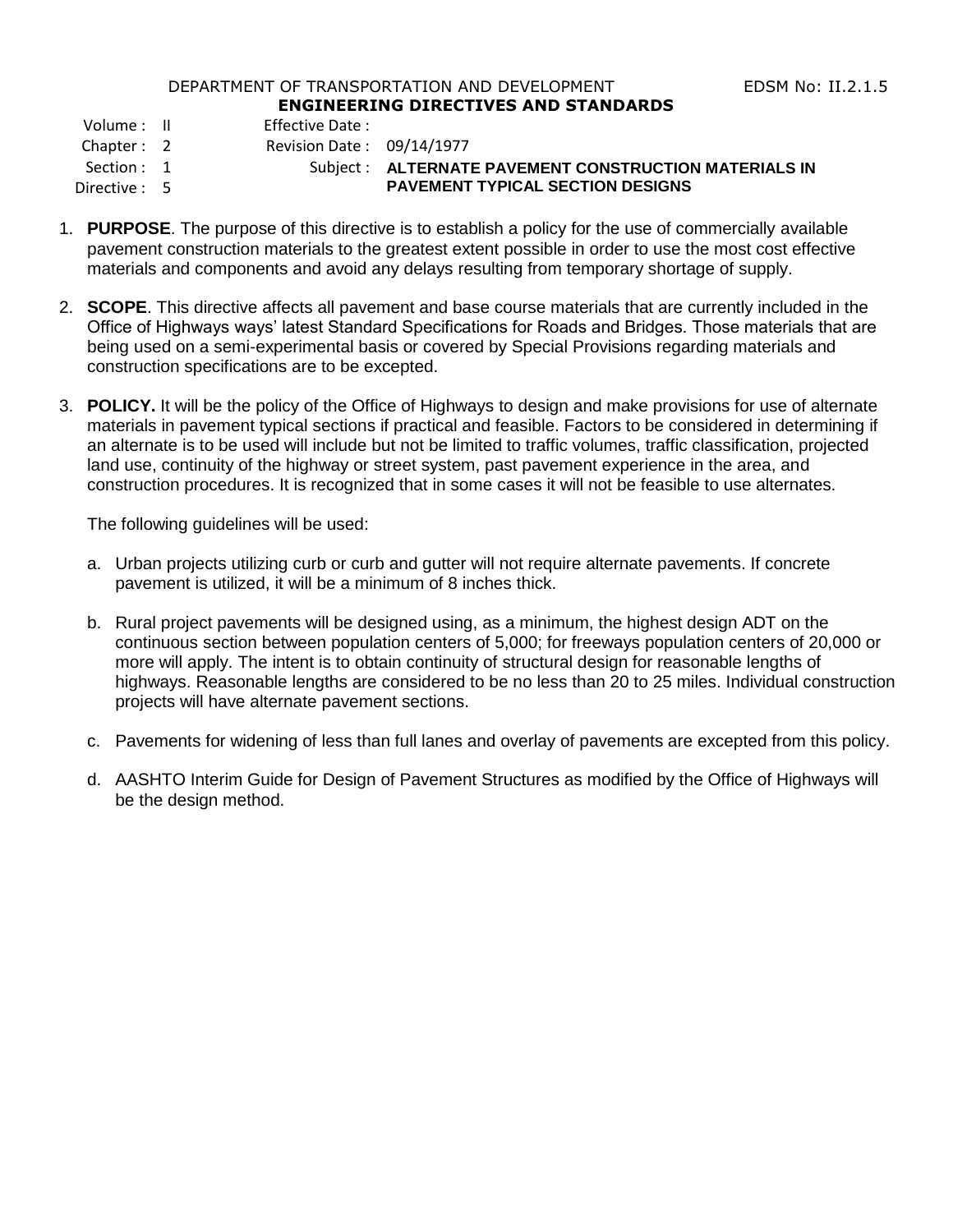DEPARTMENT OF TRANSPORTATION AND DEVELOPMENT EDSM No: II.2.1.5

**ENGINEERING DIRECTIVES AND STANDARDS**

Volume : II
Chapter : 2
Section : 1
Directive : 5

Effective Date :
Revision Date : 09/14/1977
Subject : **ALTERNATE PAVEMENT CONSTRUCTION MATERIALS IN PAVEMENT TYPICAL SECTION DESIGNS**

1. **PURPOSE**. The purpose of this directive is to establish a policy for the use of commercially available pavement construction materials to the greatest extent possible in order to use the most cost effective materials and components and avoid any delays resulting from temporary shortage of supply.

2. **SCOPE**. This directive affects all pavement and base course materials that are currently included in the Office of Highways ways' latest Standard Specifications for Roads and Bridges. Those materials that are being used on a semi-experimental basis or covered by Special Provisions regarding materials and construction specifications are to be excepted.

3. **POLICY.** It will be the policy of the Office of Highways to design and make provisions for use of alternate materials in pavement typical sections if practical and feasible. Factors to be considered in determining if an alternate is to be used will include but not be limited to traffic volumes, traffic classification, projected land use, continuity of the highway or street system, past pavement experience in the area, and construction procedures. It is recognized that in some cases it will not be feasible to use alternates.

   The following guidelines will be used:

   a. Urban projects utilizing curb or curb and gutter will not require alternate pavements. If concrete pavement is utilized, it will be a minimum of 8 inches thick.

   b. Rural project pavements will be designed using, as a minimum, the highest design ADT on the continuous section between population centers of 5,000; for freeways population centers of 20,000 or more will apply. The intent is to obtain continuity of structural design for reasonable lengths of highways. Reasonable lengths are considered to be no less than 20 to 25 miles. Individual construction projects will have alternate pavement sections.

   c. Pavements for widening of less than full lanes and overlay of pavements are excepted from this policy.

   d. AASHTO Interim Guide for Design of Pavement Structures as modified by the Office of Highways will be the design method.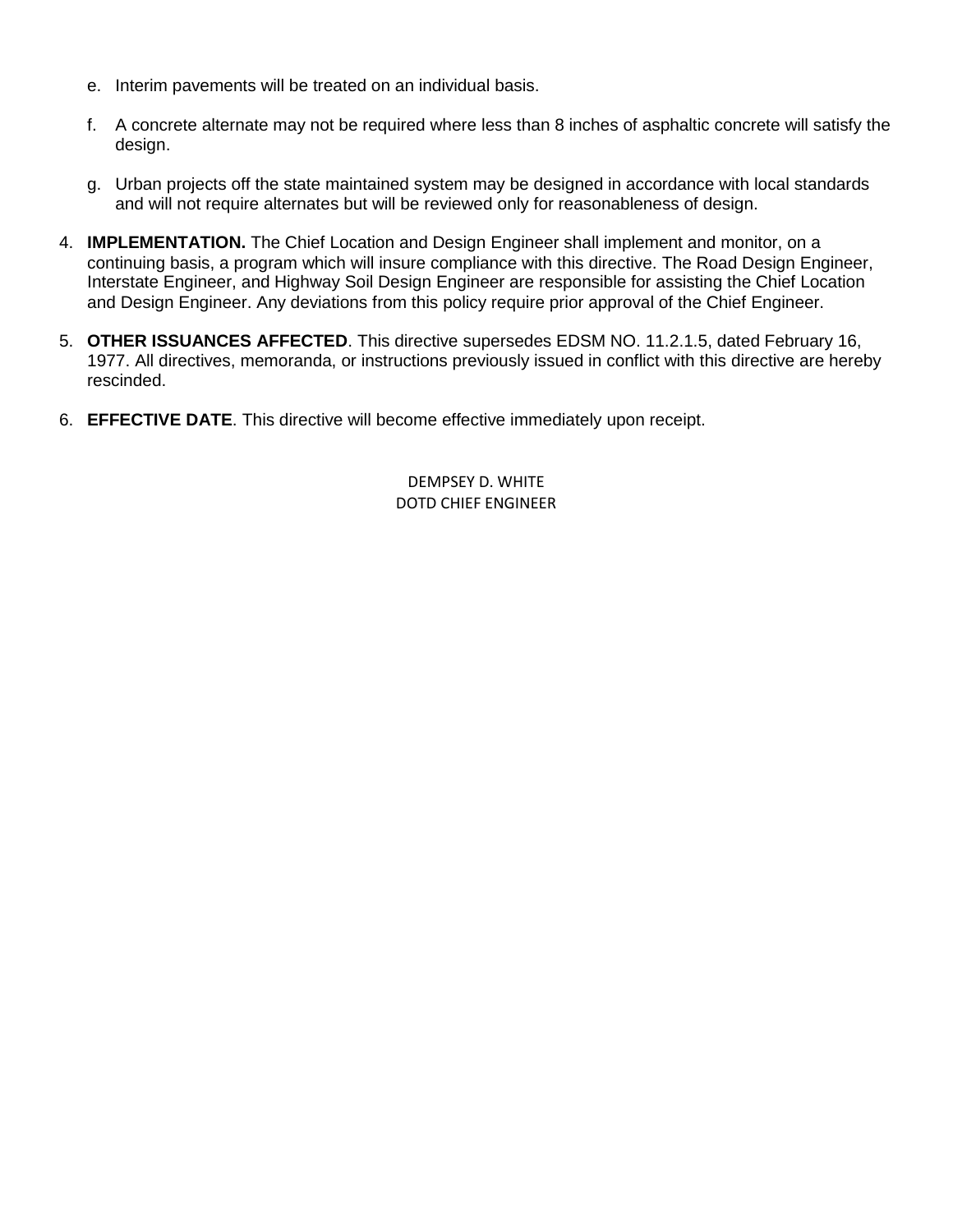e. Interim pavements will be treated on an individual basis.

f. A concrete alternate may not be required where less than 8 inches of asphaltic concrete will satisfy the design.

g. Urban projects off the state maintained system may be designed in accordance with local standards and will not require alternates but will be reviewed only for reasonableness of design.

4. **IMPLEMENTATION.** The Chief Location and Design Engineer shall implement and monitor, on a continuing basis, a program which will insure compliance with this directive. The Road Design Engineer, Interstate Engineer, and Highway Soil Design Engineer are responsible for assisting the Chief Location and Design Engineer. Any deviations from this policy require prior approval of the Chief Engineer.

5. **OTHER ISSUANCES AFFECTED**. This directive supersedes EDSM NO. 11.2.1.5, dated February 16, 1977. All directives, memoranda, or instructions previously issued in conflict with this directive are hereby rescinded.

6. **EFFECTIVE DATE**. This directive will become effective immediately upon receipt.

DEMPSEY D. WHITE
DOTD CHIEF ENGINEER